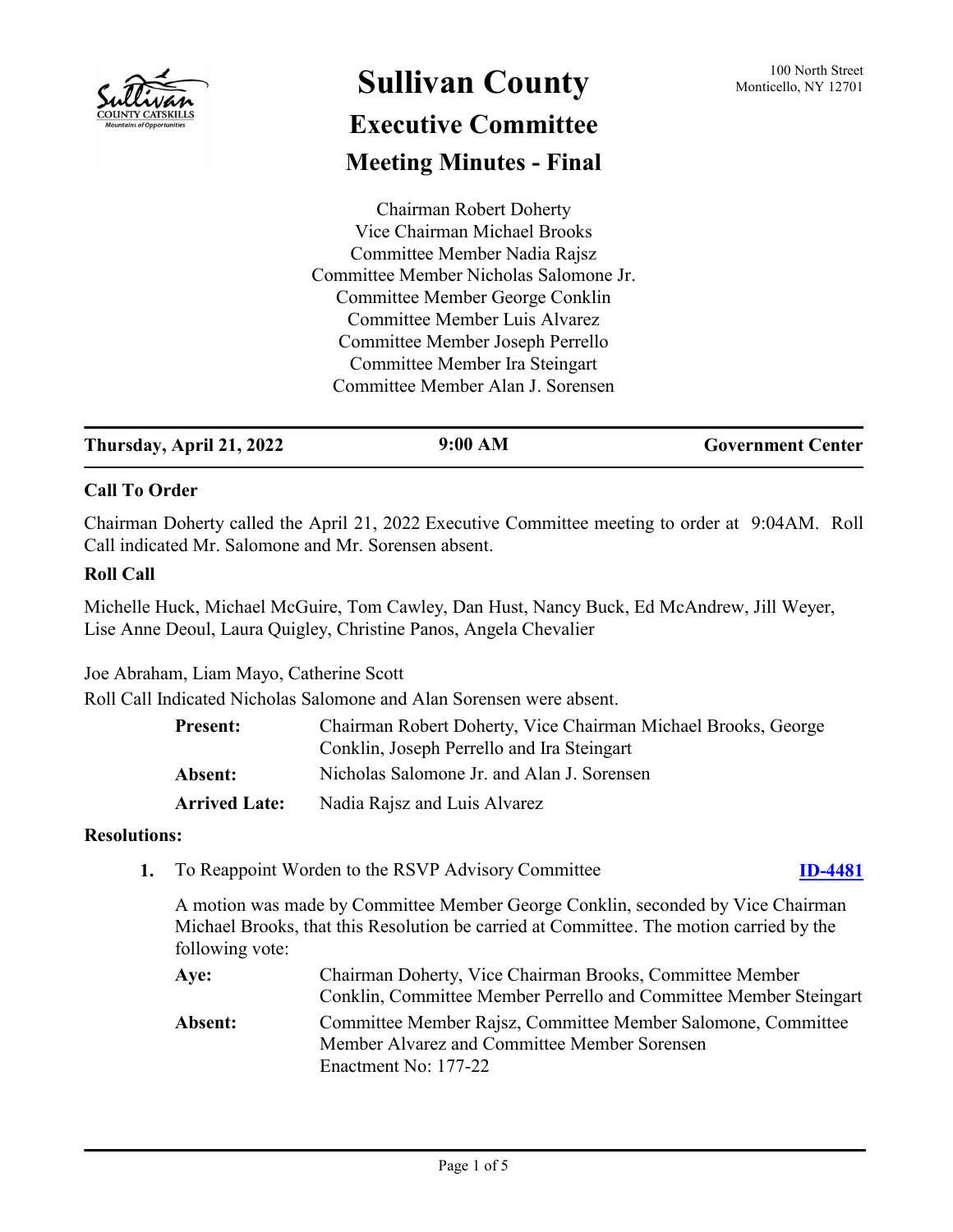# Sullivan County

100 North Street
Monticello, NY 12701

## Executive Committee

## Meeting Minutes - Final

Chairman Robert Doherty
Vice Chairman Michael Brooks
Committee Member Nadia Rajsz
Committee Member Nicholas Salomone Jr.
Committee Member George Conklin
Committee Member Luis Alvarez
Committee Member Joseph Perrello
Committee Member Ira Steingart
Committee Member Alan J. Sorensen

---

**Thursday, April 21, 2022** | **9:00 AM** | **Government Center**

---

### Call To Order

Chairman Doherty called the April 21, 2022 Executive Committee meeting to order at 9:04AM. Roll Call indicated Mr. Salomone and Mr. Sorensen absent.

### Roll Call

Michelle Huck, Michael McGuire, Tom Cawley, Dan Hust, Nancy Buck, Ed McAndrew, Jill Weyer, Lise Anne Deoul, Laura Quigley, Christine Panos, Angela Chevalier

Joe Abraham, Liam Mayo, Catherine Scott

Roll Call Indicated Nicholas Salomone and Alan Sorensen were absent.

| | |
|---|---|
| **Present:** | Chairman Robert Doherty, Vice Chairman Michael Brooks, George Conklin, Joseph Perrello and Ira Steingart |
| **Absent:** | Nicholas Salomone Jr. and Alan J. Sorensen |
| **Arrived Late:** | Nadia Rajsz and Luis Alvarez |

### Resolutions:

**1.** To Reappoint Worden to the RSVP Advisory Committee **ID-4481**

A motion was made by Committee Member George Conklin, seconded by Vice Chairman Michael Brooks, that this Resolution be carried at Committee. The motion carried by the following vote:

| | |
|---|---|
| **Aye:** | Chairman Doherty, Vice Chairman Brooks, Committee Member Conklin, Committee Member Perrello and Committee Member Steingart |
| **Absent:** | Committee Member Rajsz, Committee Member Salomone, Committee Member Alvarez and Committee Member Sorensen |

Enactment No: 177-22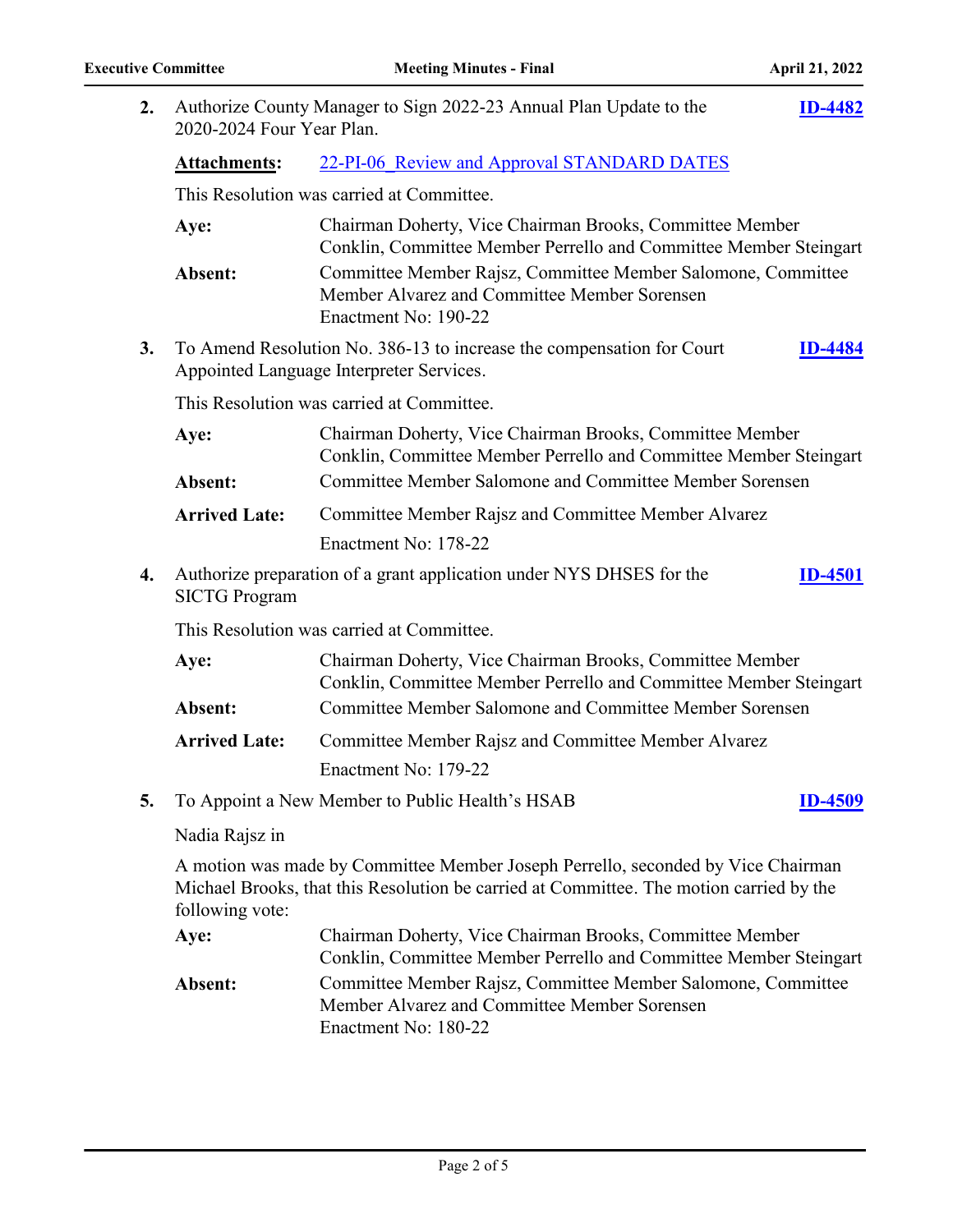**2.** Authorize County Manager to Sign 2022-23 Annual Plan Update to the 2020-2024 Four Year Plan. **ID-4482**

**Attachments:** 22-PI-06_Review and Approval STANDARD DATES

This Resolution was carried at Committee.

**Aye:** Chairman Doherty, Vice Chairman Brooks, Committee Member Conklin, Committee Member Perrello and Committee Member Steingart

**Absent:** Committee Member Rajsz, Committee Member Salomone, Committee Member Alvarez and Committee Member Sorensen

Enactment No: 190-22

**3.** To Amend Resolution No. 386-13 to increase the compensation for Court Appointed Language Interpreter Services. **ID-4484**

This Resolution was carried at Committee.

**Aye:** Chairman Doherty, Vice Chairman Brooks, Committee Member Conklin, Committee Member Perrello and Committee Member Steingart

**Absent:** Committee Member Salomone and Committee Member Sorensen

**Arrived Late:** Committee Member Rajsz and Committee Member Alvarez

Enactment No: 178-22

**4.** Authorize preparation of a grant application under NYS DHSES for the SICTG Program **ID-4501**

This Resolution was carried at Committee.

**Aye:** Chairman Doherty, Vice Chairman Brooks, Committee Member Conklin, Committee Member Perrello and Committee Member Steingart

**Absent:** Committee Member Salomone and Committee Member Sorensen

**Arrived Late:** Committee Member Rajsz and Committee Member Alvarez

Enactment No: 179-22

**5.** To Appoint a New Member to Public Health's HSAB **ID-4509**

Nadia Rajsz in

A motion was made by Committee Member Joseph Perrello, seconded by Vice Chairman Michael Brooks, that this Resolution be carried at Committee. The motion carried by the following vote:

**Aye:** Chairman Doherty, Vice Chairman Brooks, Committee Member Conklin, Committee Member Perrello and Committee Member Steingart

**Absent:** Committee Member Rajsz, Committee Member Salomone, Committee Member Alvarez and Committee Member Sorensen

Enactment No: 180-22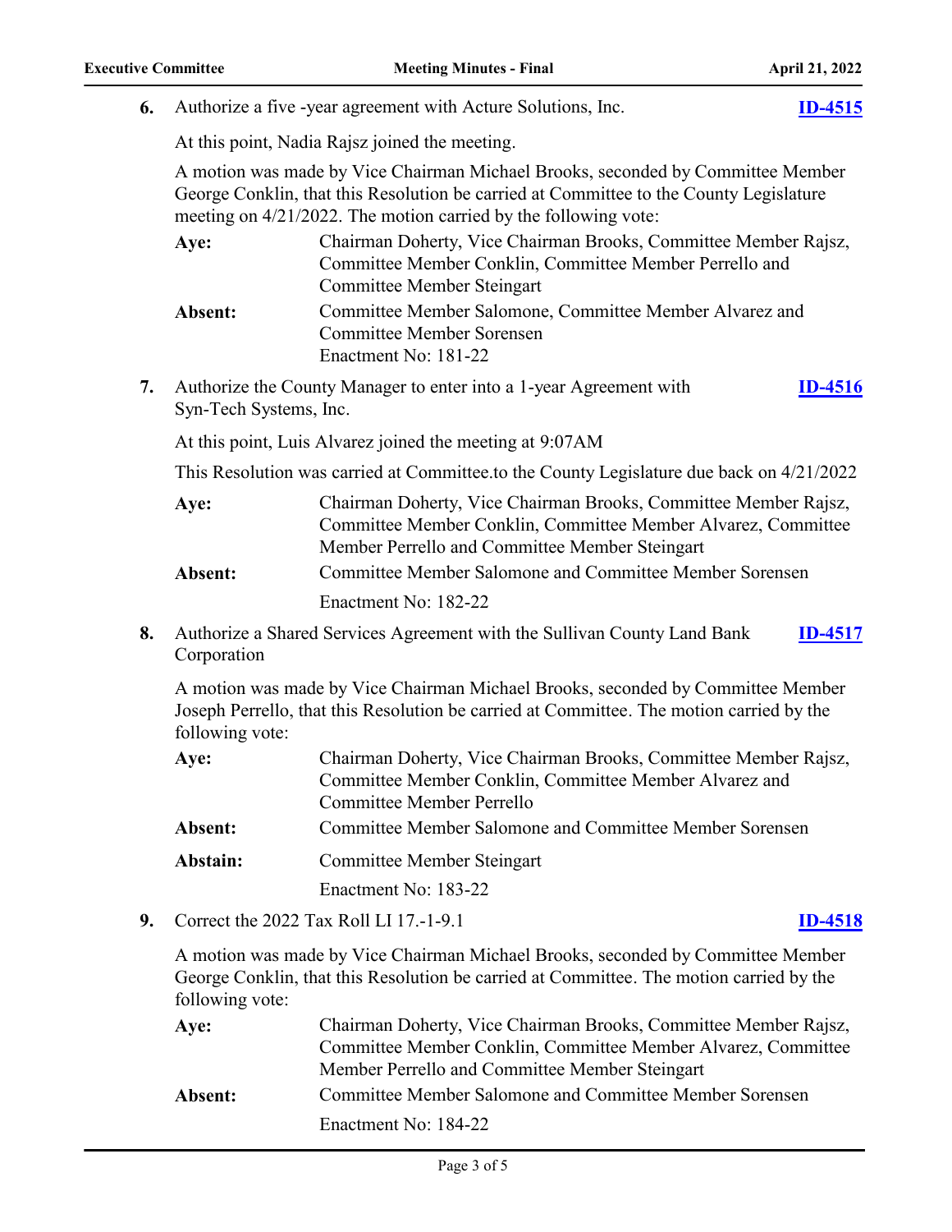**6.** Authorize a five -year agreement with Acture Solutions, Inc. **ID-4515**

At this point, Nadia Rajsz joined the meeting.

A motion was made by Vice Chairman Michael Brooks, seconded by Committee Member George Conklin, that this Resolution be carried at Committee to the County Legislature meeting on 4/21/2022. The motion carried by the following vote:

**Aye:** Chairman Doherty, Vice Chairman Brooks, Committee Member Rajsz, Committee Member Conklin, Committee Member Perrello and Committee Member Steingart

**Absent:** Committee Member Salomone, Committee Member Alvarez and Committee Member Sorensen

Enactment No: 181-22

**7.** Authorize the County Manager to enter into a 1-year Agreement with Syn-Tech Systems, Inc. **ID-4516**

At this point, Luis Alvarez joined the meeting at 9:07AM

This Resolution was carried at Committee.to the County Legislature due back on 4/21/2022

**Aye:** Chairman Doherty, Vice Chairman Brooks, Committee Member Rajsz, Committee Member Conklin, Committee Member Alvarez, Committee Member Perrello and Committee Member Steingart

**Absent:** Committee Member Salomone and Committee Member Sorensen

Enactment No: 182-22

**8.** Authorize a Shared Services Agreement with the Sullivan County Land Bank Corporation **ID-4517**

A motion was made by Vice Chairman Michael Brooks, seconded by Committee Member Joseph Perrello, that this Resolution be carried at Committee. The motion carried by the following vote:

**Aye:** Chairman Doherty, Vice Chairman Brooks, Committee Member Rajsz, Committee Member Conklin, Committee Member Alvarez and Committee Member Perrello

**Absent:** Committee Member Salomone and Committee Member Sorensen

**Abstain:** Committee Member Steingart

Enactment No: 183-22

**9.** Correct the 2022 Tax Roll LI 17.-1-9.1 **ID-4518**

A motion was made by Vice Chairman Michael Brooks, seconded by Committee Member George Conklin, that this Resolution be carried at Committee. The motion carried by the following vote:

**Aye:** Chairman Doherty, Vice Chairman Brooks, Committee Member Rajsz, Committee Member Conklin, Committee Member Alvarez, Committee Member Perrello and Committee Member Steingart

**Absent:** Committee Member Salomone and Committee Member Sorensen

Enactment No: 184-22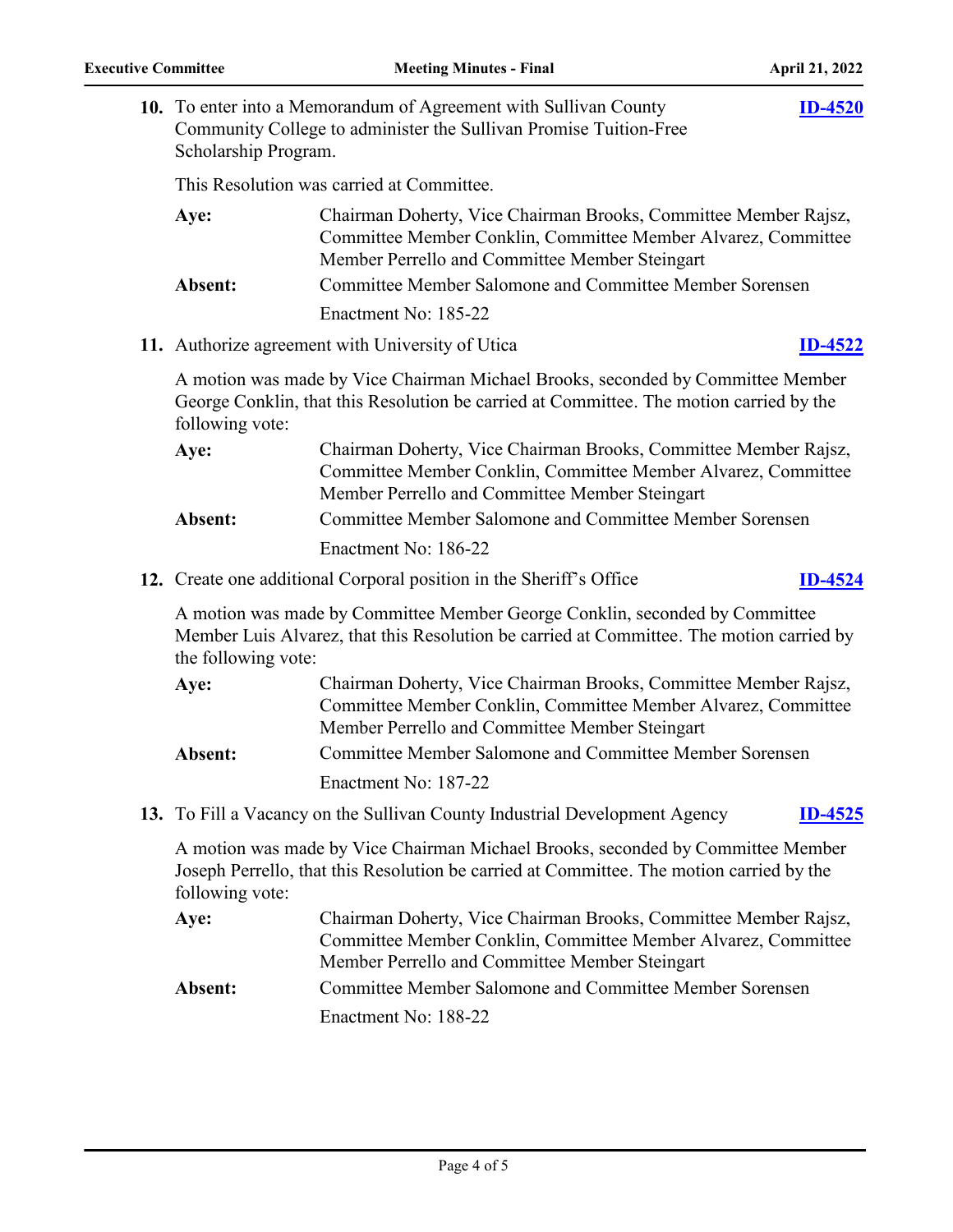**10.** To enter into a Memorandum of Agreement with Sullivan County Community College to administer the Sullivan Promise Tuition-Free Scholarship Program. **ID-4520**

This Resolution was carried at Committee.

**Aye:** Chairman Doherty, Vice Chairman Brooks, Committee Member Rajsz, Committee Member Conklin, Committee Member Alvarez, Committee Member Perrello and Committee Member Steingart

**Absent:** Committee Member Salomone and Committee Member Sorensen

Enactment No: 185-22

**11.** Authorize agreement with University of Utica **ID-4522**

A motion was made by Vice Chairman Michael Brooks, seconded by Committee Member George Conklin, that this Resolution be carried at Committee. The motion carried by the following vote:

**Aye:** Chairman Doherty, Vice Chairman Brooks, Committee Member Rajsz, Committee Member Conklin, Committee Member Alvarez, Committee Member Perrello and Committee Member Steingart

**Absent:** Committee Member Salomone and Committee Member Sorensen

Enactment No: 186-22

**12.** Create one additional Corporal position in the Sheriff's Office **ID-4524**

A motion was made by Committee Member George Conklin, seconded by Committee Member Luis Alvarez, that this Resolution be carried at Committee. The motion carried by the following vote:

**Aye:** Chairman Doherty, Vice Chairman Brooks, Committee Member Rajsz, Committee Member Conklin, Committee Member Alvarez, Committee Member Perrello and Committee Member Steingart

**Absent:** Committee Member Salomone and Committee Member Sorensen

Enactment No: 187-22

**13.** To Fill a Vacancy on the Sullivan County Industrial Development Agency **ID-4525**

A motion was made by Vice Chairman Michael Brooks, seconded by Committee Member Joseph Perrello, that this Resolution be carried at Committee. The motion carried by the following vote:

**Aye:** Chairman Doherty, Vice Chairman Brooks, Committee Member Rajsz, Committee Member Conklin, Committee Member Alvarez, Committee Member Perrello and Committee Member Steingart

**Absent:** Committee Member Salomone and Committee Member Sorensen

Enactment No: 188-22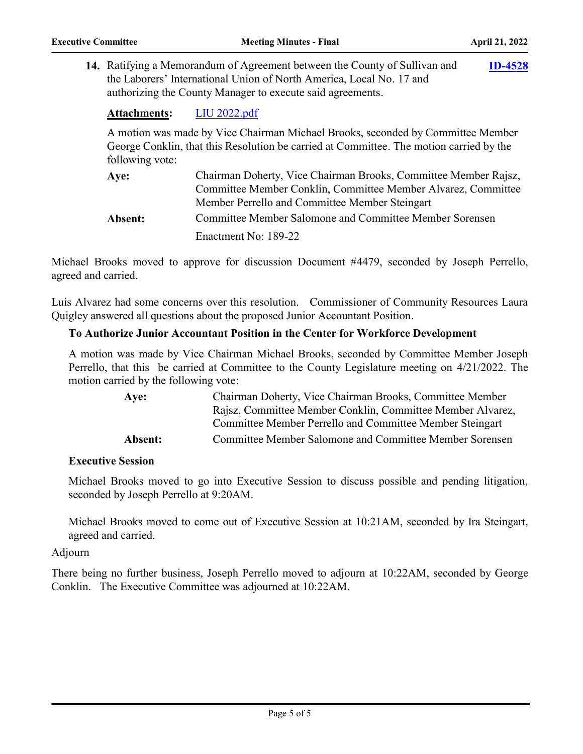**14.** Ratifying a Memorandum of Agreement between the County of Sullivan and the Laborers' International Union of North America, Local No. 17 and authorizing the County Manager to execute said agreements. **ID-4528**

**Attachments:** LIU 2022.pdf

A motion was made by Vice Chairman Michael Brooks, seconded by Committee Member George Conklin, that this Resolution be carried at Committee. The motion carried by the following vote:

**Aye:** Chairman Doherty, Vice Chairman Brooks, Committee Member Rajsz, Committee Member Conklin, Committee Member Alvarez, Committee Member Perrello and Committee Member Steingart

**Absent:** Committee Member Salomone and Committee Member Sorensen

Enactment No: 189-22

Michael Brooks moved to approve for discussion Document #4479, seconded by Joseph Perrello, agreed and carried.

Luis Alvarez had some concerns over this resolution. Commissioner of Community Resources Laura Quigley answered all questions about the proposed Junior Accountant Position.

**To Authorize Junior Accountant Position in the Center for Workforce Development**

A motion was made by Vice Chairman Michael Brooks, seconded by Committee Member Joseph Perrello, that this be carried at Committee to the County Legislature meeting on 4/21/2022. The motion carried by the following vote:

**Aye:** Chairman Doherty, Vice Chairman Brooks, Committee Member Rajsz, Committee Member Conklin, Committee Member Alvarez, Committee Member Perrello and Committee Member Steingart

**Absent:** Committee Member Salomone and Committee Member Sorensen

**Executive Session**

Michael Brooks moved to go into Executive Session to discuss possible and pending litigation, seconded by Joseph Perrello at 9:20AM.

Michael Brooks moved to come out of Executive Session at 10:21AM, seconded by Ira Steingart, agreed and carried.

Adjourn

There being no further business, Joseph Perrello moved to adjourn at 10:22AM, seconded by George Conklin. The Executive Committee was adjourned at 10:22AM.